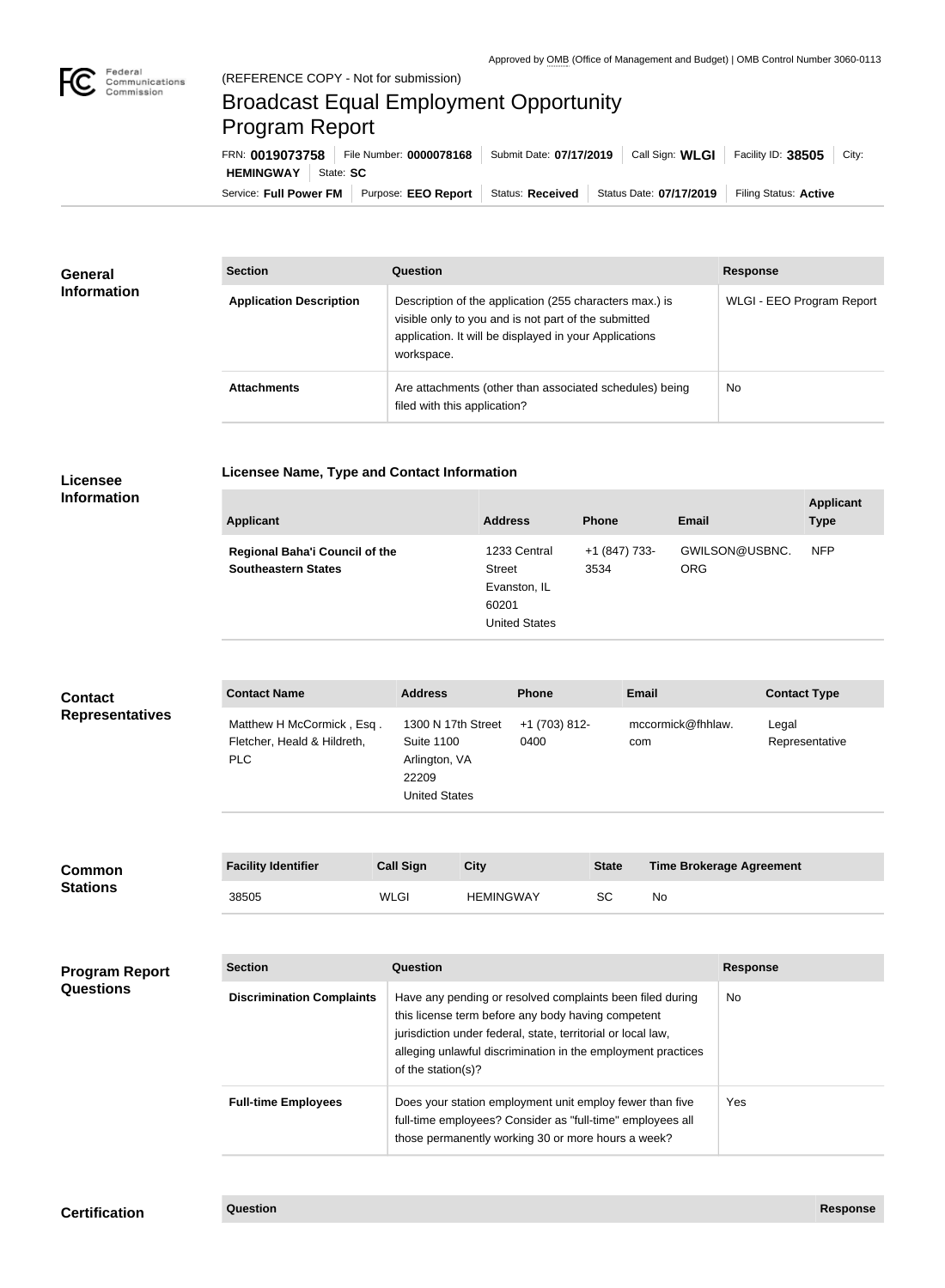Approved by OMB (Office of Management and Budget) | OMB Control Number 3060-0113

(REFERENCE COPY - Not for submission)

# Broadcast Equal Employment Opportunity Program Report

FRN: **0019073758** | File Number: **0000078168** | Submit Date: **07/17/2019** | Call Sign: **WLGI** | Facility ID: **38505** | City: **HEMINGWAY** | State: **SC**

Service: **Full Power FM** | Purpose: **EEO Report** | Status: **Received** | Status Date: **07/17/2019** | Filing Status: **Active**

## General Information

| Section | Question | Response |
| --- | --- | --- |
| **Application Description** | Description of the application (255 characters max.) is visible only to you and is not part of the submitted application. It will be displayed in your Applications workspace. | WLGI - EEO Program Report |
| **Attachments** | Are attachments (other than associated schedules) being filed with this application? | No |

## Licensee Information

**Licensee Name, Type and Contact Information**

| Applicant | Address | Phone | Email | Applicant Type |
| --- | --- | --- | --- | --- |
| **Regional Baha'i Council of the Southeastern States** | 1233 Central Street Evanston, IL 60201 United States | +1 (847) 733-3534 | GWILSON@USBNC.ORG | NFP |

## Contact Representatives

| Contact Name | Address | Phone | Email | Contact Type |
| --- | --- | --- | --- | --- |
| Matthew H McCormick , Esq . Fletcher, Heald & Hildreth, PLC | 1300 N 17th Street Suite 1100 Arlington, VA 22209 United States | +1 (703) 812-0400 | mccormick@fhhlaw.com | Legal Representative |

## Common Stations

| Facility Identifier | Call Sign | City | State | Time Brokerage Agreement |
| --- | --- | --- | --- | --- |
| 38505 | WLGI | HEMINGWAY | SC | No |

## Program Report Questions

| Section | Question | Response |
| --- | --- | --- |
| **Discrimination Complaints** | Have any pending or resolved complaints been filed during this license term before any body having competent jurisdiction under federal, state, territorial or local law, alleging unlawful discrimination in the employment practices of the station(s)? | No |
| **Full-time Employees** | Does your station employment unit employ fewer than five full-time employees? Consider as "full-time" employees all those permanently working 30 or more hours a week? | Yes |

## Certification

| Question | Response |
| --- | --- |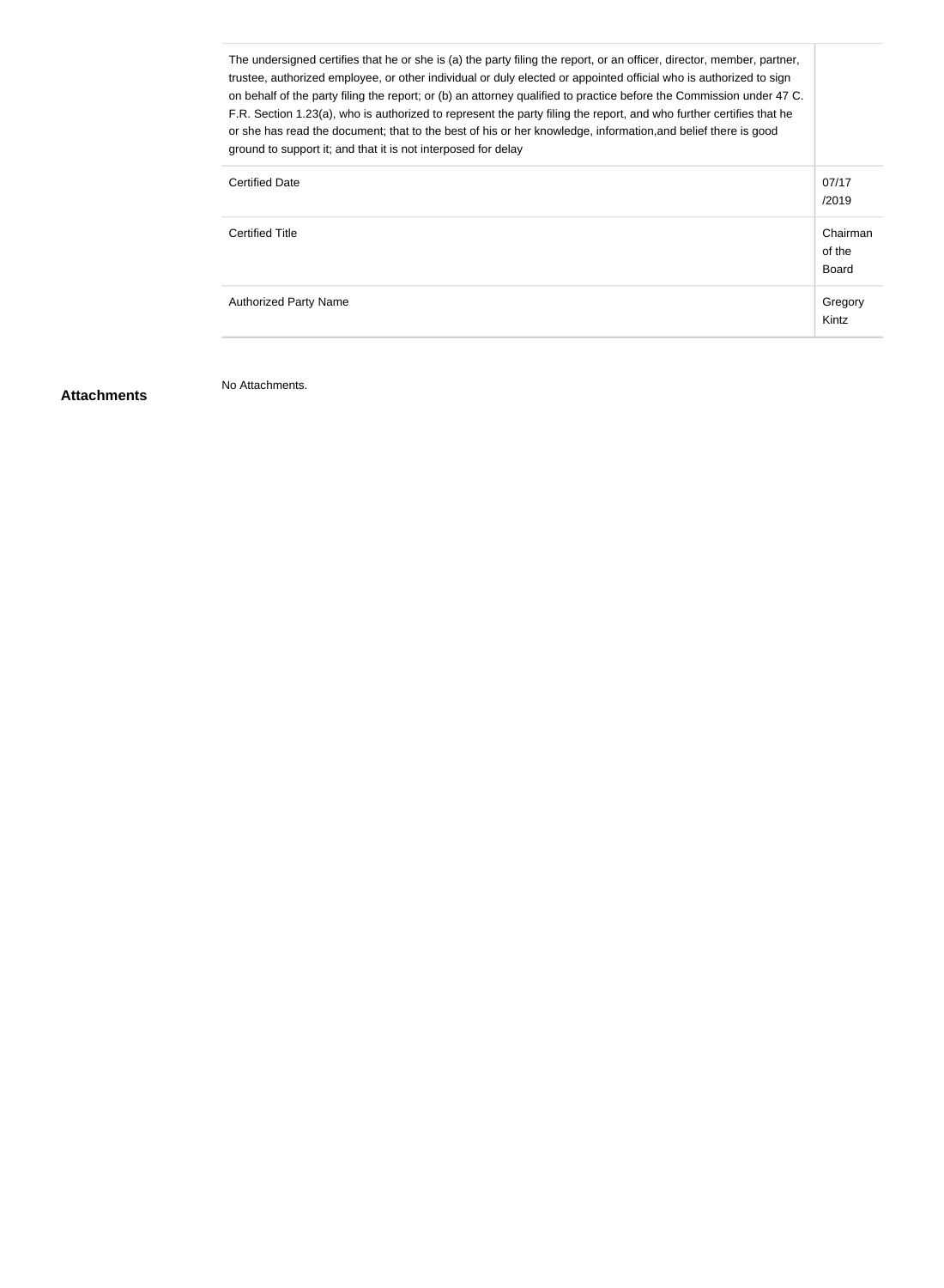| | |
|---|---|
| The undersigned certifies that he or she is (a) the party filing the report, or an officer, director, member, partner, trustee, authorized employee, or other individual or duly elected or appointed official who is authorized to sign on behalf of the party filing the report; or (b) an attorney qualified to practice before the Commission under 47 C.F.R. Section 1.23(a), who is authorized to represent the party filing the report, and who further certifies that he or she has read the document; that to the best of his or her knowledge, information,and belief there is good ground to support it; and that it is not interposed for delay | |
| Certified Date | 07/17/2019 |
| Certified Title | Chairman of the Board |
| Authorized Party Name | Gregory Kintz |

**Attachments**

No Attachments.